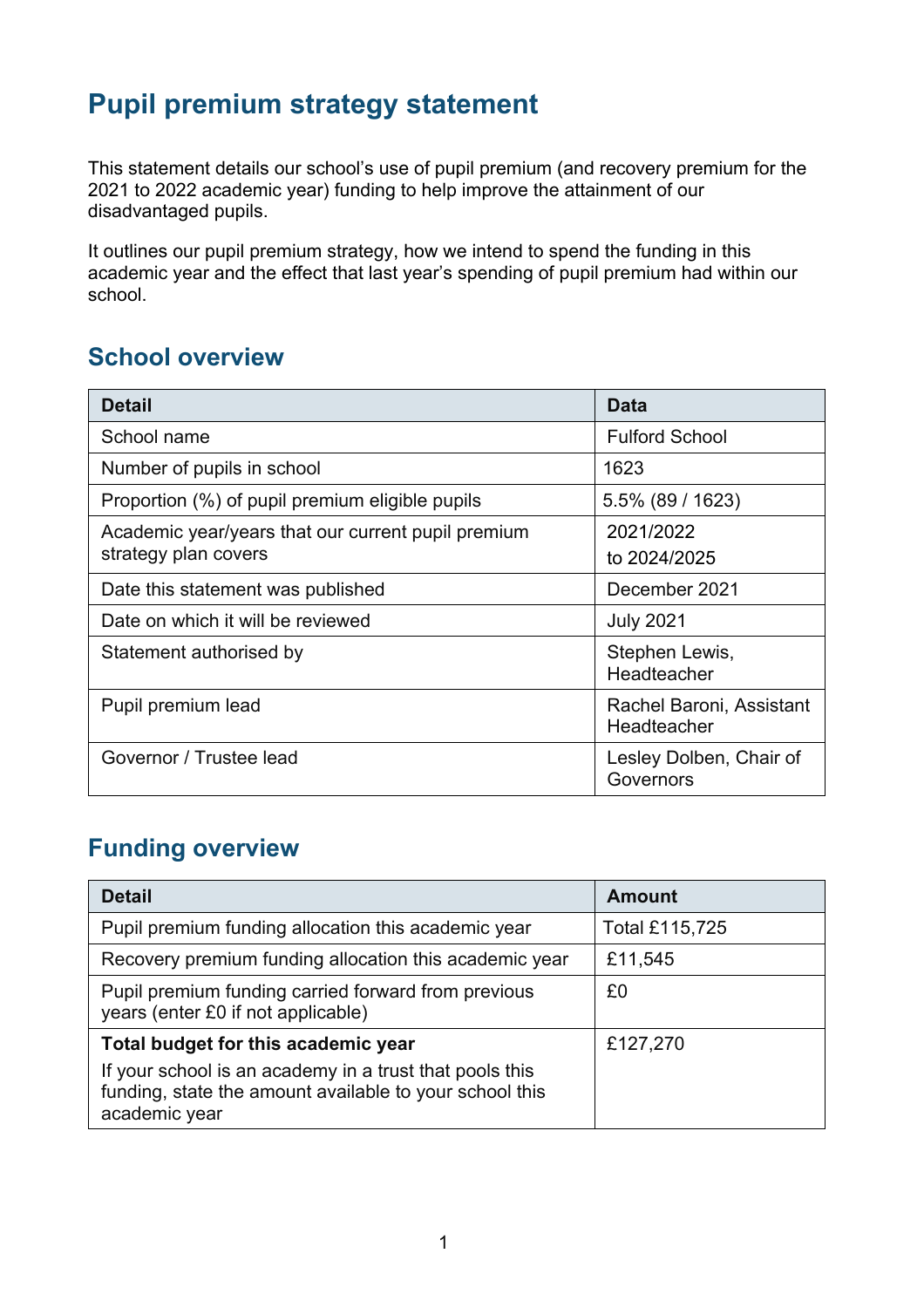# Pupil premium strategy statement

This statement details our school's use of pupil premium (and recovery premium for the 2021 to 2022 academic year) funding to help improve the attainment of our disadvantaged pupils.

It outlines our pupil premium strategy, how we intend to spend the funding in this academic year and the effect that last year's spending of pupil premium had within our school.

## School overview

| Detail | Data |
|---|---|
| School name | Fulford School |
| Number of pupils in school | 1623 |
| Proportion (%) of pupil premium eligible pupils | 5.5% (89 / 1623) |
| Academic year/years that our current pupil premium strategy plan covers | 2021/2022 to 2024/2025 |
| Date this statement was published | December 2021 |
| Date on which it will be reviewed | July 2021 |
| Statement authorised by | Stephen Lewis, Headteacher |
| Pupil premium lead | Rachel Baroni, Assistant Headteacher |
| Governor / Trustee lead | Lesley Dolben, Chair of Governors |

## Funding overview

| Detail | Amount |
|---|---|
| Pupil premium funding allocation this academic year | Total £115,725 |
| Recovery premium funding allocation this academic year | £11,545 |
| Pupil premium funding carried forward from previous years (enter £0 if not applicable) | £0 |
| **Total budget for this academic year**<br>If your school is an academy in a trust that pools this funding, state the amount available to your school this academic year | £127,270 |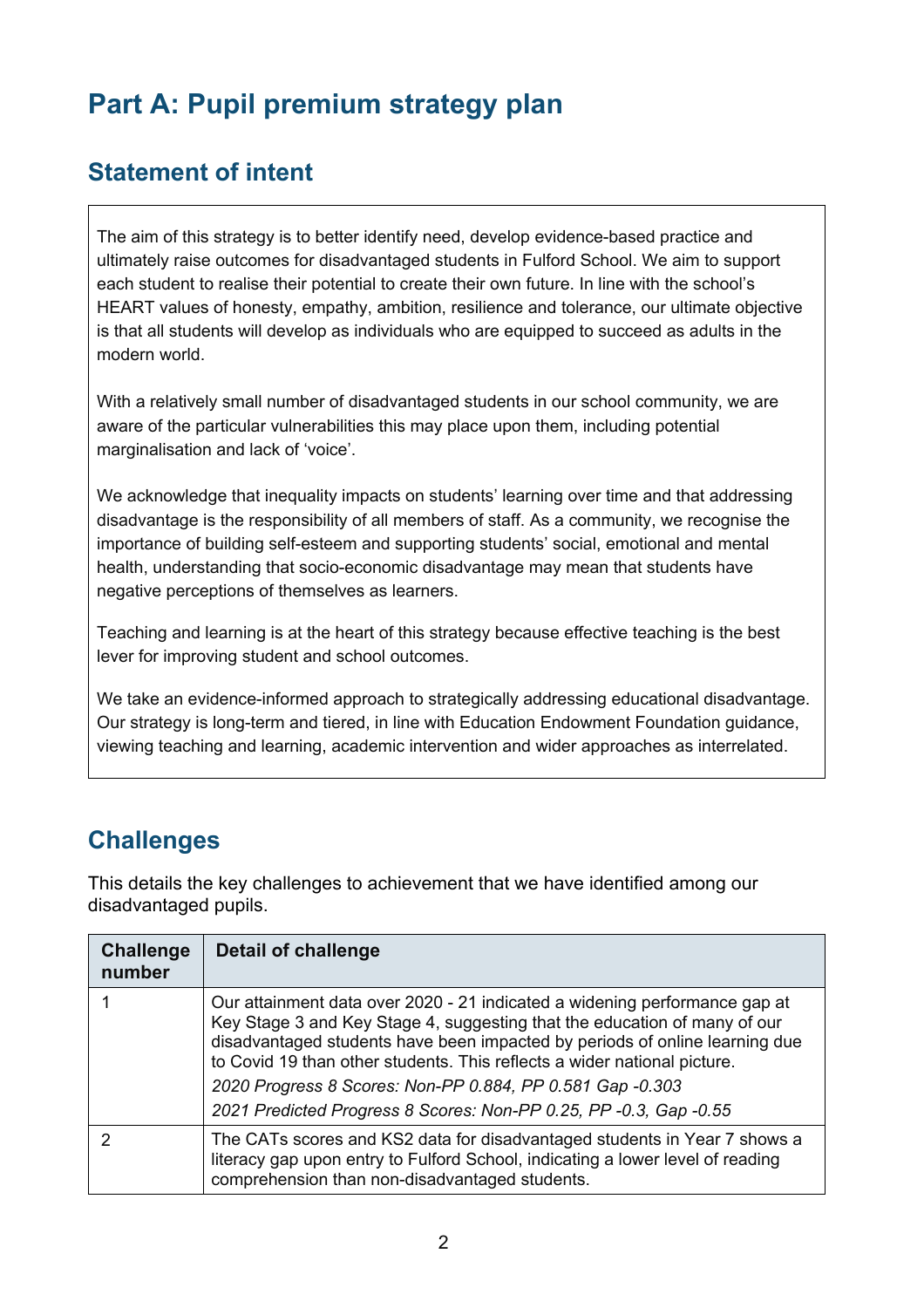# Part A: Pupil premium strategy plan

## Statement of intent

The aim of this strategy is to better identify need, develop evidence-based practice and ultimately raise outcomes for disadvantaged students in Fulford School. We aim to support each student to realise their potential to create their own future. In line with the school's HEART values of honesty, empathy, ambition, resilience and tolerance, our ultimate objective is that all students will develop as individuals who are equipped to succeed as adults in the modern world.

With a relatively small number of disadvantaged students in our school community, we are aware of the particular vulnerabilities this may place upon them, including potential marginalisation and lack of 'voice'.

We acknowledge that inequality impacts on students' learning over time and that addressing disadvantage is the responsibility of all members of staff. As a community, we recognise the importance of building self-esteem and supporting students' social, emotional and mental health, understanding that socio-economic disadvantage may mean that students have negative perceptions of themselves as learners.

Teaching and learning is at the heart of this strategy because effective teaching is the best lever for improving student and school outcomes.

We take an evidence-informed approach to strategically addressing educational disadvantage. Our strategy is long-term and tiered, in line with Education Endowment Foundation guidance, viewing teaching and learning, academic intervention and wider approaches as interrelated.

## Challenges

This details the key challenges to achievement that we have identified among our disadvantaged pupils.

| Challenge number | Detail of challenge |
| --- | --- |
| 1 | Our attainment data over 2020 - 21 indicated a widening performance gap at Key Stage 3 and Key Stage 4, suggesting that the education of many of our disadvantaged students have been impacted by periods of online learning due to Covid 19 than other students. This reflects a wider national picture.<br>*2020 Progress 8 Scores: Non-PP 0.884, PP 0.581 Gap -0.303*<br>*2021 Predicted Progress 8 Scores: Non-PP 0.25, PP -0.3, Gap -0.55* |
| 2 | The CATs scores and KS2 data for disadvantaged students in Year 7 shows a literacy gap upon entry to Fulford School, indicating a lower level of reading comprehension than non-disadvantaged students. |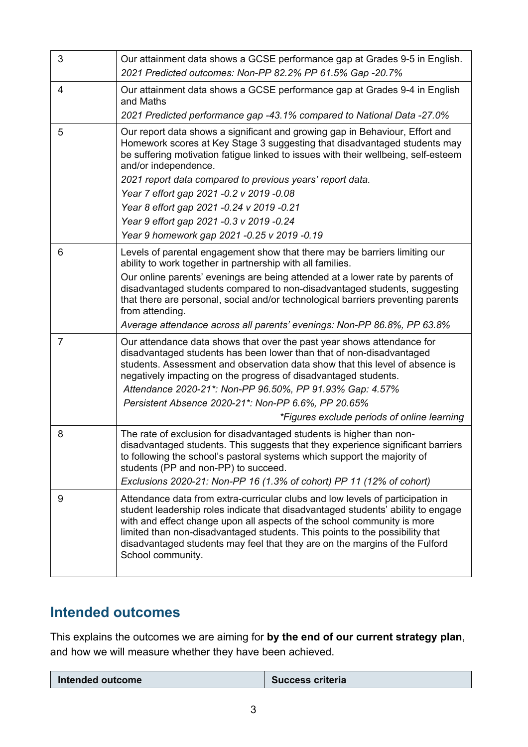| | |
|---|---|
| 3 | Our attainment data shows a GCSE performance gap at Grades 9-5 in English.<br>*2021 Predicted outcomes: Non-PP 82.2% PP 61.5% Gap -20.7%* |
| 4 | Our attainment data shows a GCSE performance gap at Grades 9-4 in English and Maths<br>*2021 Predicted performance gap -43.1% compared to National Data -27.0%* |
| 5 | Our report data shows a significant and growing gap in Behaviour, Effort and Homework scores at Key Stage 3 suggesting that disadvantaged students may be suffering motivation fatigue linked to issues with their wellbeing, self-esteem and/or independence.<br>*2021 report data compared to previous years' report data.*<br>*Year 7 effort gap 2021 -0.2 v 2019 -0.08*<br>*Year 8 effort gap 2021 -0.24 v 2019 -0.21*<br>*Year 9 effort gap 2021 -0.3 v 2019 -0.24*<br>*Year 9 homework gap 2021 -0.25 v 2019 -0.19* |
| 6 | Levels of parental engagement show that there may be barriers limiting our ability to work together in partnership with all families.<br>Our online parents' evenings are being attended at a lower rate by parents of disadvantaged students compared to non-disadvantaged students, suggesting that there are personal, social and/or technological barriers preventing parents from attending.<br>*Average attendance across all parents' evenings: Non-PP 86.8%, PP 63.8%* |
| 7 | Our attendance data shows that over the past year shows attendance for disadvantaged students has been lower than that of non-disadvantaged students. Assessment and observation data show that this level of absence is negatively impacting on the progress of disadvantaged students.<br>*Attendance 2020-21\*: Non-PP 96.50%, PP 91.93% Gap: 4.57%*<br>*Persistent Absence 2020-21\*: Non-PP 6.6%, PP 20.65%*<br>*\*Figures exclude periods of online learning* |
| 8 | The rate of exclusion for disadvantaged students is higher than non-disadvantaged students. This suggests that they experience significant barriers to following the school's pastoral systems which support the majority of students (PP and non-PP) to succeed.<br>*Exclusions 2020-21: Non-PP 16 (1.3% of cohort) PP 11 (12% of cohort)* |
| 9 | Attendance data from extra-curricular clubs and low levels of participation in student leadership roles indicate that disadvantaged students' ability to engage with and effect change upon all aspects of the school community is more limited than non-disadvantaged students. This points to the possibility that disadvantaged students may feel that they are on the margins of the Fulford School community. |

## Intended outcomes

This explains the outcomes we are aiming for **by the end of our current strategy plan**, and how we will measure whether they have been achieved.

| Intended outcome | Success criteria |
|---|---|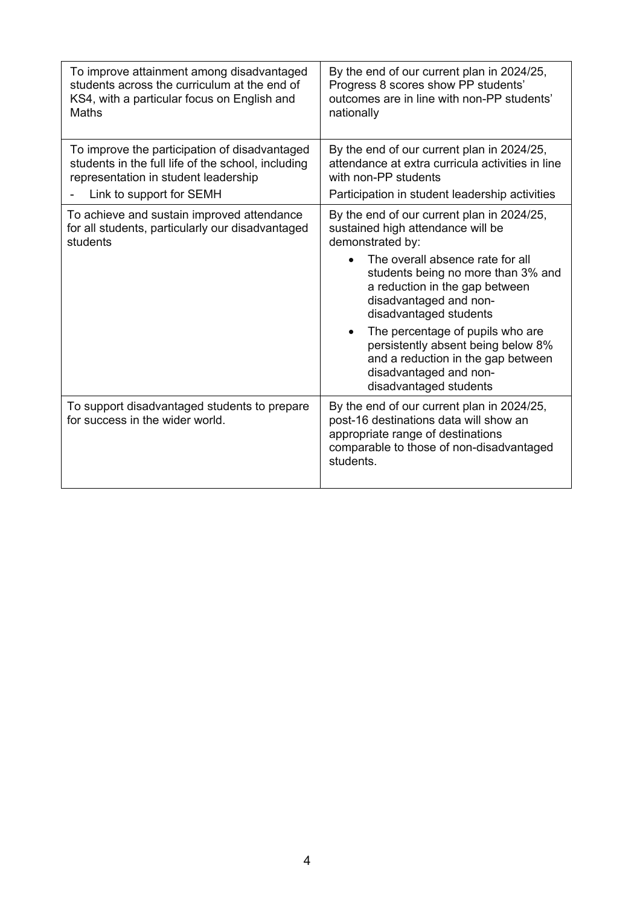| | |
|---|---|
| To improve attainment among disadvantaged students across the curriculum at the end of KS4, with a particular focus on English and Maths | By the end of our current plan in 2024/25, Progress 8 scores show PP students' outcomes are in line with non-PP students' nationally |
| To improve the participation of disadvantaged students in the full life of the school, including representation in student leadership<br>- Link to support for SEMH | By the end of our current plan in 2024/25, attendance at extra curricula activities in line with non-PP students<br>Participation in student leadership activities |
| To achieve and sustain improved attendance for all students, particularly our disadvantaged students | By the end of our current plan in 2024/25, sustained high attendance will be demonstrated by:<br>• The overall absence rate for all students being no more than 3% and a reduction in the gap between disadvantaged and non-disadvantaged students<br>• The percentage of pupils who are persistently absent being below 8% and a reduction in the gap between disadvantaged and non-disadvantaged students |
| To support disadvantaged students to prepare for success in the wider world. | By the end of our current plan in 2024/25, post-16 destinations data will show an appropriate range of destinations comparable to those of non-disadvantaged students. |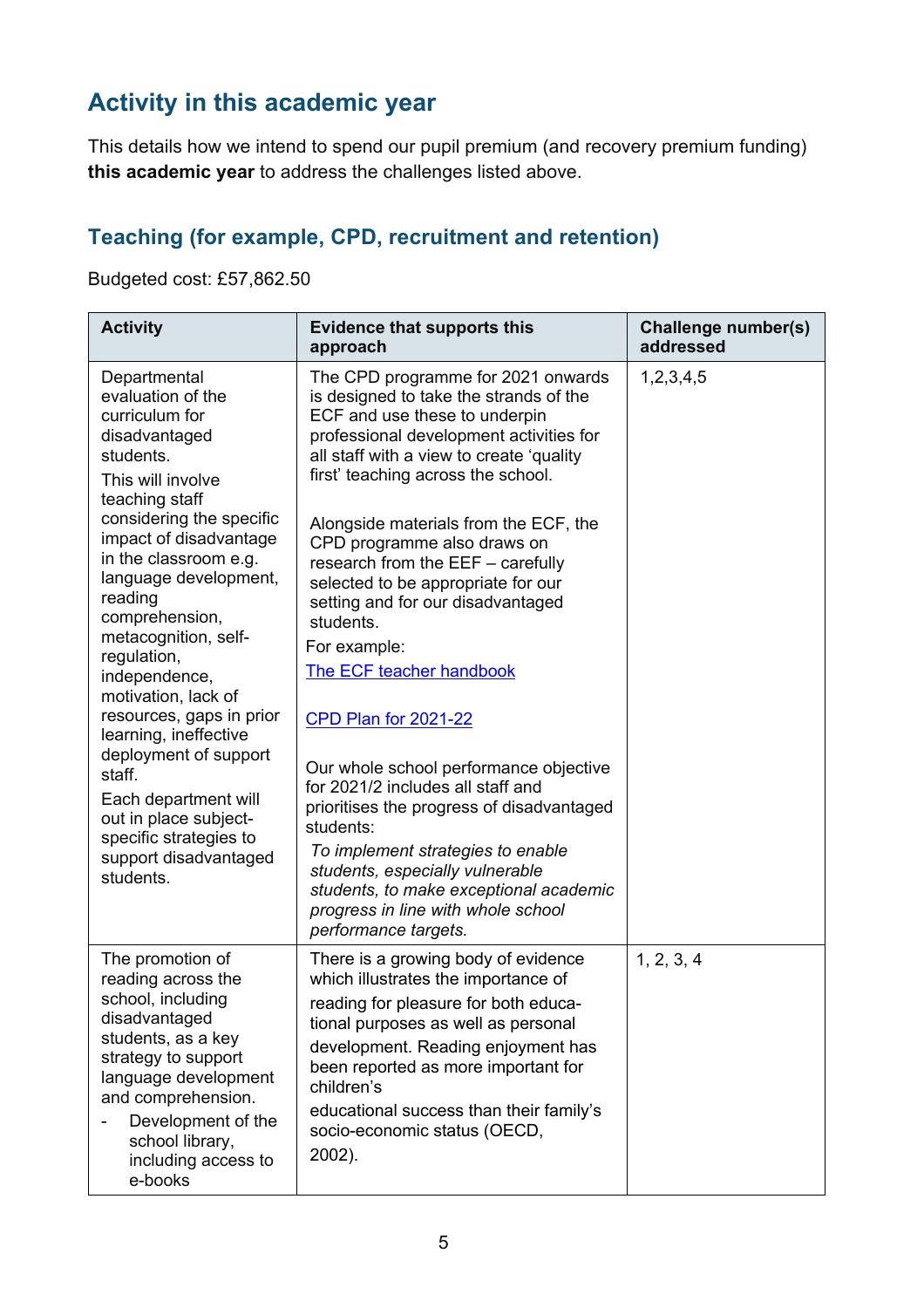## Activity in this academic year

This details how we intend to spend our pupil premium (and recovery premium funding) **this academic year** to address the challenges listed above.

### Teaching (for example, CPD, recruitment and retention)

Budgeted cost: £57,862.50

| Activity | Evidence that supports this approach | Challenge number(s) addressed |
|---|---|---|
| Departmental evaluation of the curriculum for disadvantaged students.<br><br>This will involve teaching staff considering the specific impact of disadvantage in the classroom e.g. language development, reading comprehension, metacognition, self-regulation, independence, motivation, lack of resources, gaps in prior learning, ineffective deployment of support staff.<br><br>Each department will out in place subject-specific strategies to support disadvantaged students. | The CPD programme for 2021 onwards is designed to take the strands of the ECF and use these to underpin professional development activities for all staff with a view to create 'quality first' teaching across the school.<br><br>Alongside materials from the ECF, the CPD programme also draws on research from the EEF – carefully selected to be appropriate for our setting and for our disadvantaged students.<br><br>For example:<br><br>The ECF teacher handbook<br><br>CPD Plan for 2021-22<br><br>Our whole school performance objective for 2021/2 includes all staff and prioritises the progress of disadvantaged students:<br><br>*To implement strategies to enable students, especially vulnerable students, to make exceptional academic progress in line with whole school performance targets.* | 1,2,3,4,5 |
| The promotion of reading across the school, including disadvantaged students, as a key strategy to support language development and comprehension.<br><br>- Development of the school library, including access to e-books | There is a growing body of evidence which illustrates the importance of reading for pleasure for both educational purposes as well as personal development. Reading enjoyment has been reported as more important for children's educational success than their family's socio-economic status (OECD, 2002). | 1, 2, 3, 4 |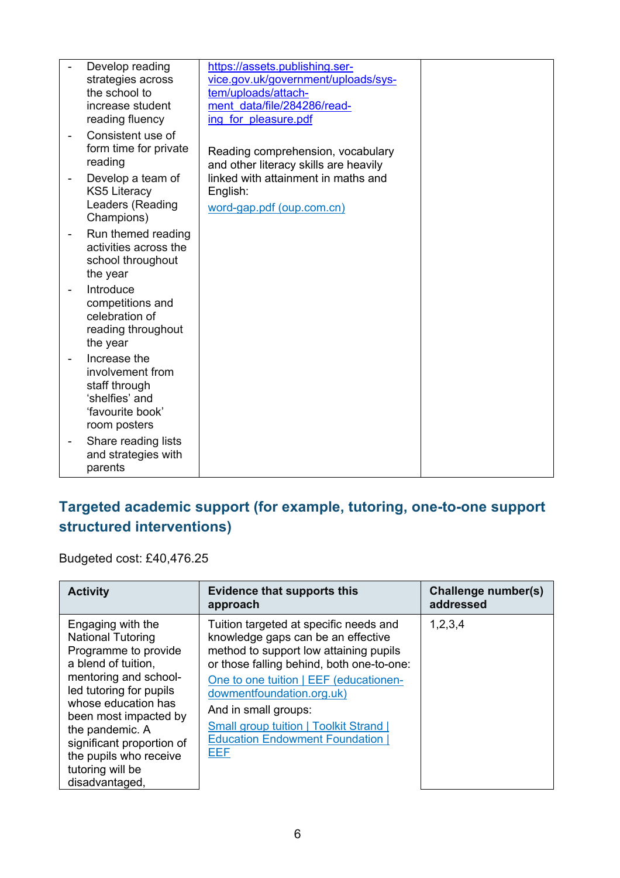| | | |
|---|---|---|
| - Develop reading strategies across the school to increase student reading fluency<br>- Consistent use of form time for private reading<br>- Develop a team of KS5 Literacy Leaders (Reading Champions)<br>- Run themed reading activities across the school throughout the year<br>- Introduce competitions and celebration of reading throughout the year<br>- Increase the involvement from staff through 'shelfies' and 'favourite book' room posters<br>- Share reading lists and strategies with parents | https://assets.publishing.service.gov.uk/government/uploads/system/uploads/attachment_data/file/284286/reading_for_pleasure.pdf<br><br>Reading comprehension, vocabulary and other literacy skills are heavily linked with attainment in maths and English:<br>word-gap.pdf (oup.com.cn) | |

## Targeted academic support (for example, tutoring, one-to-one support structured interventions)

Budgeted cost: £40,476.25

| Activity | Evidence that supports this approach | Challenge number(s) addressed |
|---|---|---|
| Engaging with the National Tutoring Programme to provide a blend of tuition, mentoring and school-led tutoring for pupils whose education has been most impacted by the pandemic. A significant proportion of the pupils who receive tutoring will be disadvantaged, | Tuition targeted at specific needs and knowledge gaps can be an effective method to support low attaining pupils or those falling behind, both one-to-one:<br>One to one tuition \| EEF (educationendowmentfoundation.org.uk)<br>And in small groups:<br>Small group tuition \| Toolkit Strand \| Education Endowment Foundation \| EEF | 1,2,3,4 |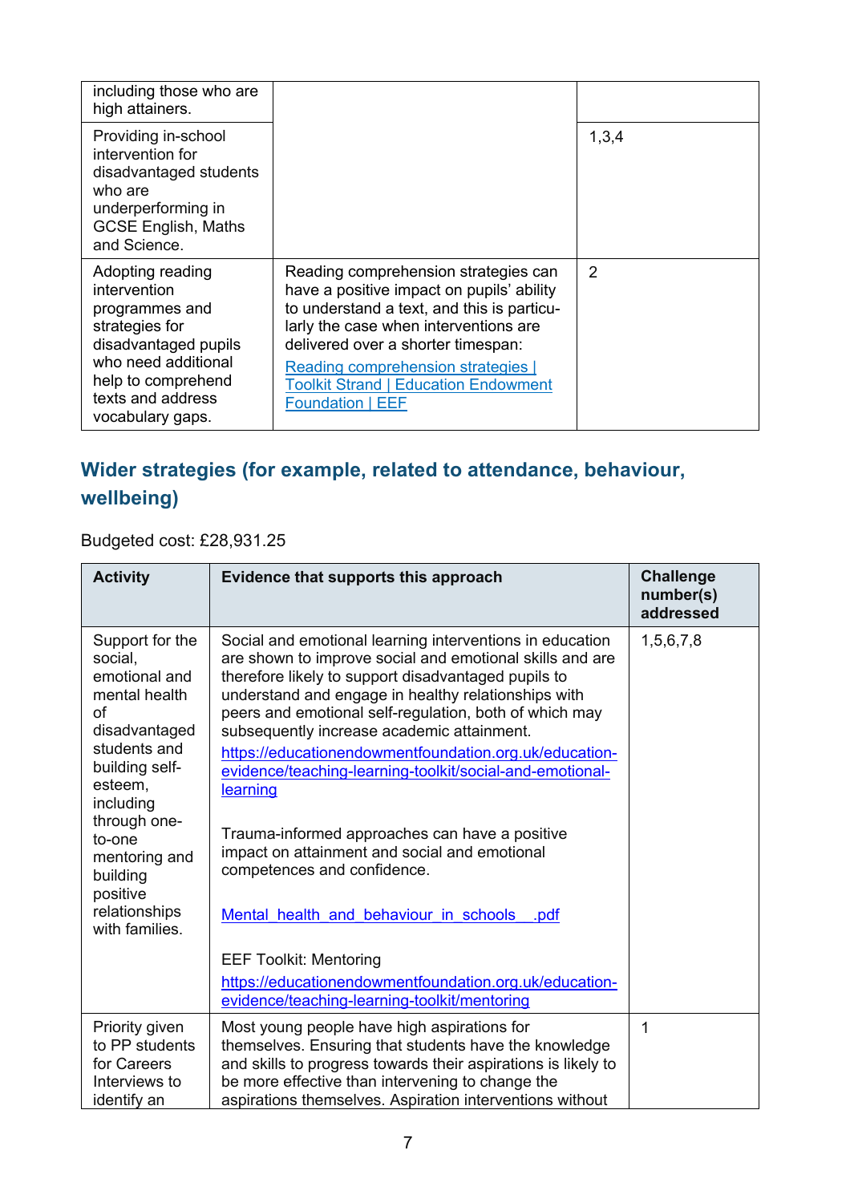| | | |
|---|---|---|
| including those who are high attainers. | | |
| Providing in-school intervention for disadvantaged students who are underperforming in GCSE English, Maths and Science. | | 1,3,4 |
| Adopting reading intervention programmes and strategies for disadvantaged pupils who need additional help to comprehend texts and address vocabulary gaps. | Reading comprehension strategies can have a positive impact on pupils' ability to understand a text, and this is particularly the case when interventions are delivered over a shorter timespan: [Reading comprehension strategies \| Toolkit Strand \| Education Endowment Foundation \| EEF]() | 2 |

## Wider strategies (for example, related to attendance, behaviour, wellbeing)

Budgeted cost: £28,931.25

| Activity | Evidence that supports this approach | Challenge number(s) addressed |
|---|---|---|
| Support for the social, emotional and mental health of disadvantaged students and building self-esteem, including through one-to-one mentoring and building positive relationships with families. | Social and emotional learning interventions in education are shown to improve social and emotional skills and are therefore likely to support disadvantaged pupils to understand and engage in healthy relationships with peers and emotional self-regulation, both of which may subsequently increase academic attainment. https://educationendowmentfoundation.org.uk/education-evidence/teaching-learning-toolkit/social-and-emotional-learning <br><br> Trauma-informed approaches can have a positive impact on attainment and social and emotional competences and confidence. <br><br> [Mental_health_and_behaviour_in_schools__.pdf]() <br><br> EEF Toolkit: Mentoring https://educationendowmentfoundation.org.uk/education-evidence/teaching-learning-toolkit/mentoring | 1,5,6,7,8 |
| Priority given to PP students for Careers Interviews to identify an | Most young people have high aspirations for themselves. Ensuring that students have the knowledge and skills to progress towards their aspirations is likely to be more effective than intervening to change the aspirations themselves. Aspiration interventions without | 1 |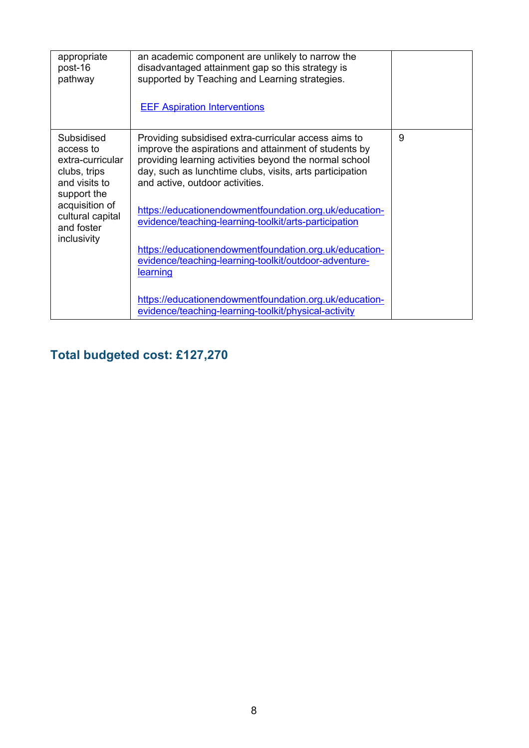| | | |
|---|---|---|
| appropriate post-16 pathway | an academic component are unlikely to narrow the disadvantaged attainment gap so this strategy is supported by Teaching and Learning strategies.<br><br>[EEF Aspiration Interventions]() | |
| Subsidised access to extra-curricular clubs, trips and visits to support the acquisition of cultural capital and foster inclusivity | Providing subsidised extra-curricular access aims to improve the aspirations and attainment of students by providing learning activities beyond the normal school day, such as lunchtime clubs, visits, arts participation and active, outdoor activities.<br><br>https://educationendowmentfoundation.org.uk/education-evidence/teaching-learning-toolkit/arts-participation<br><br>https://educationendowmentfoundation.org.uk/education-evidence/teaching-learning-toolkit/outdoor-adventure-learning<br><br>https://educationendowmentfoundation.org.uk/education-evidence/teaching-learning-toolkit/physical-activity | 9 |

## Total budgeted cost: £127,270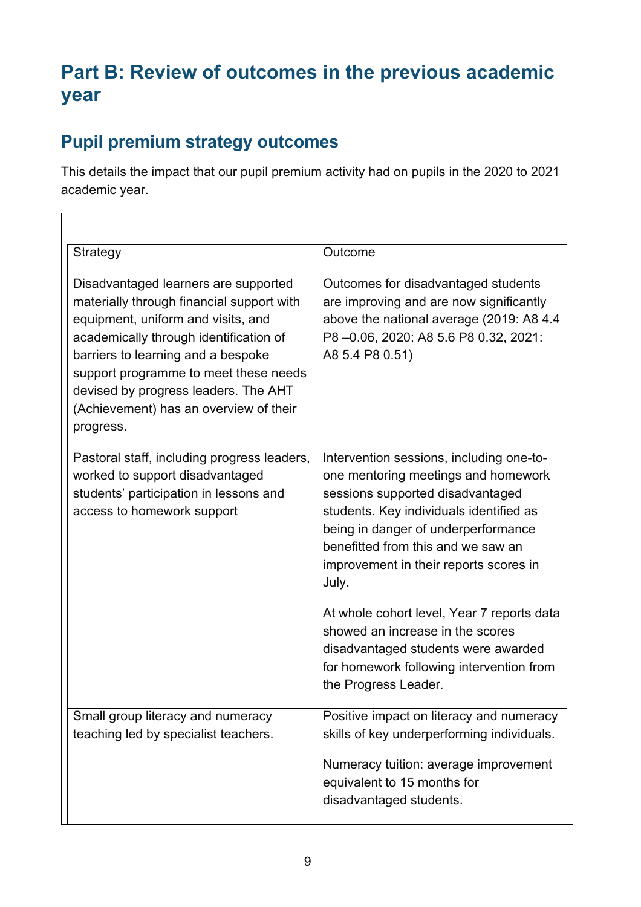# Part B: Review of outcomes in the previous academic year

## Pupil premium strategy outcomes

This details the impact that our pupil premium activity had on pupils in the 2020 to 2021 academic year.

| Strategy | Outcome |
|---|---|
| Disadvantaged learners are supported materially through financial support with equipment, uniform and visits, and academically through identification of barriers to learning and a bespoke support programme to meet these needs devised by progress leaders. The AHT (Achievement) has an overview of their progress. | Outcomes for disadvantaged students are improving and are now significantly above the national average (2019: A8 4.4 P8 –0.06, 2020: A8 5.6 P8 0.32, 2021: A8 5.4 P8 0.51) |
| Pastoral staff, including progress leaders, worked to support disadvantaged students' participation in lessons and access to homework support | Intervention sessions, including one-to-one mentoring meetings and homework sessions supported disadvantaged students. Key individuals identified as being in danger of underperformance benefitted from this and we saw an improvement in their reports scores in July.<br><br>At whole cohort level, Year 7 reports data showed an increase in the scores disadvantaged students were awarded for homework following intervention from the Progress Leader. |
| Small group literacy and numeracy teaching led by specialist teachers. | Positive impact on literacy and numeracy skills of key underperforming individuals.<br><br>Numeracy tuition: average improvement equivalent to 15 months for disadvantaged students. |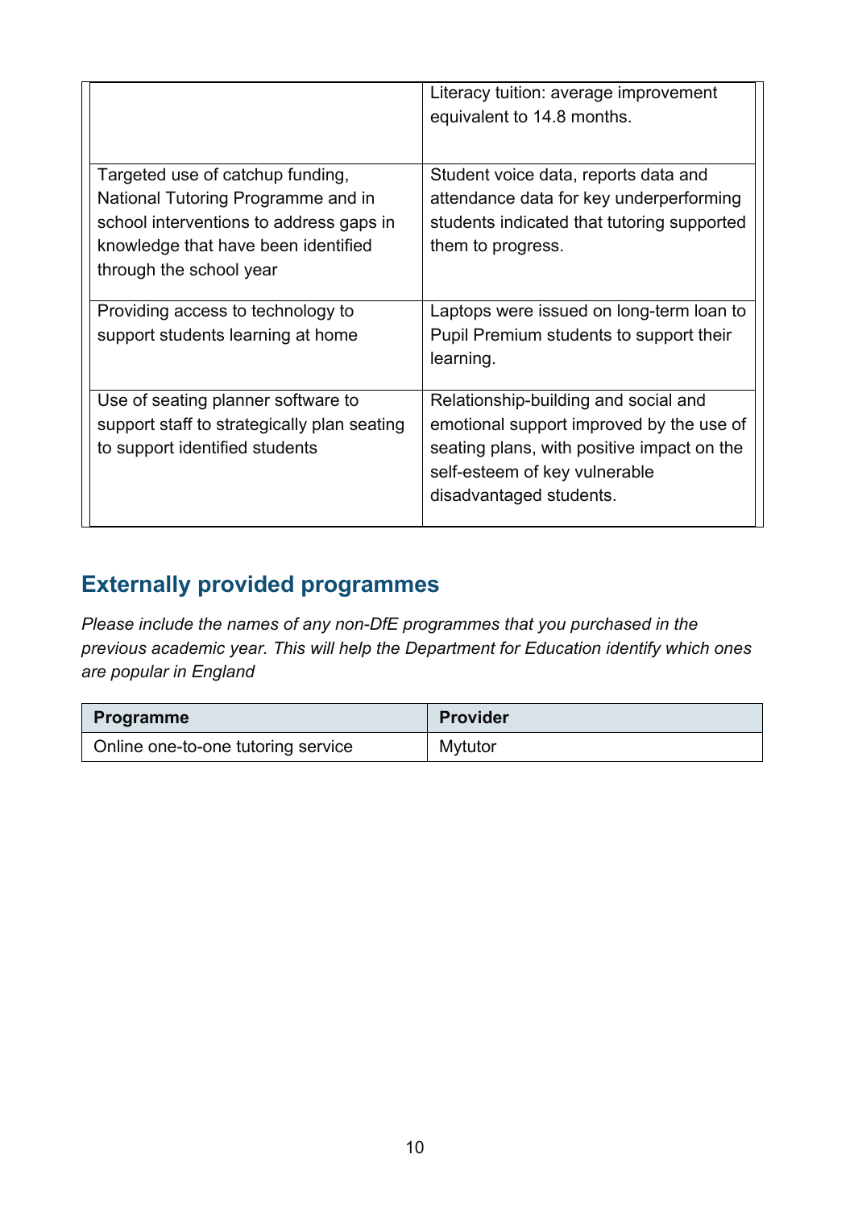| | |
|---|---|
| | Literacy tuition: average improvement equivalent to 14.8 months. |
| Targeted use of catchup funding, National Tutoring Programme and in school interventions to address gaps in knowledge that have been identified through the school year | Student voice data, reports data and attendance data for key underperforming students indicated that tutoring supported them to progress. |
| Providing access to technology to support students learning at home | Laptops were issued on long-term loan to Pupil Premium students to support their learning. |
| Use of seating planner software to support staff to strategically plan seating to support identified students | Relationship-building and social and emotional support improved by the use of seating plans, with positive impact on the self-esteem of key vulnerable disadvantaged students. |

## Externally provided programmes

*Please include the names of any non-DfE programmes that you purchased in the previous academic year. This will help the Department for Education identify which ones are popular in England*

| Programme | Provider |
|---|---|
| Online one-to-one tutoring service | Mytutor |